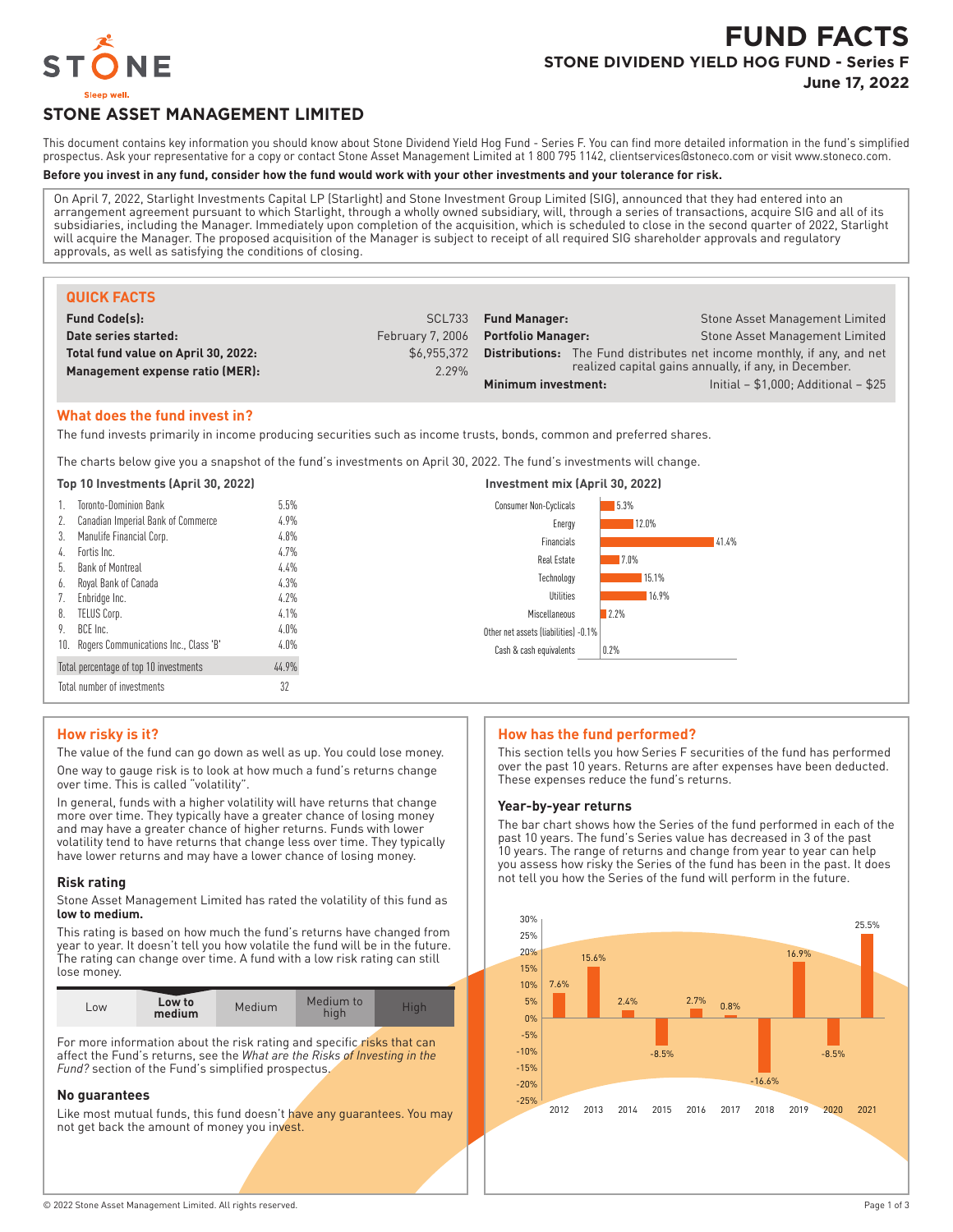# FUND FACTS

## STONE DIVIDEND YIELD HOG FUND - Series F

**June 17, 2022**

STONE

Sleep well.

## STONE ASSET MANAGEMENT LIMITED

This document contains key information you should know about Stone Dividend Yield Hog Fund - Series F. You can find more detailed information in the fund's simplified prospectus. Ask your representative for a copy or contact Stone Asset Management Limited at 1 800 795 1142, clientservices@stoneco.com or visit www.stoneco.com.

**Before you invest in any fund, consider how the fund would work with your other investments and your tolerance for risk.**

On April 7, 2022, Starlight Investments Capital LP (Starlight) and Stone Investment Group Limited (SIG), announced that they had entered into an arrangement agreement pursuant to which Starlight, through a wholly owned subsidiary, will, through a series of transactions, acquire SIG and all of its subsidiaries, including the Manager. Immediately upon completion of the acquisition, which is scheduled to close in the second quarter of 2022, Starlight will acquire the Manager. The proposed acquisition of the Manager is subject to receipt of all required SIG shareholder approvals and regulatory approvals, as well as satisfying the conditions of closing.

### QUICK FACTS

| | | | |
|---|---|---|---|
| **Fund Code(s):** | SCL733 | **Fund Manager:** | Stone Asset Management Limited |
| **Date series started:** | February 7, 2006 | **Portfolio Manager:** | Stone Asset Management Limited |
| **Total fund value on April 30, 2022:** | $6,955,372 | **Distributions:** | The Fund distributes net income monthly, if any, and net realized capital gains annually, if any, in December. |
| **Management expense ratio (MER):** | 2.29% | **Minimum investment:** | Initial – $1,000; Additional – $25 |

### What does the fund invest in?

The fund invests primarily in income producing securities such as income trusts, bonds, common and preferred shares.

The charts below give you a snapshot of the fund's investments on April 30, 2022. The fund's investments will change.

**Top 10 Investments (April 30, 2022)**

| | | |
|---|---|---|
| 1. | Toronto-Dominion Bank | 5.5% |
| 2. | Canadian Imperial Bank of Commerce | 4.9% |
| 3. | Manulife Financial Corp. | 4.8% |
| 4. | Fortis Inc. | 4.7% |
| 5. | Bank of Montreal | 4.4% |
| 6. | Royal Bank of Canada | 4.3% |
| 7. | Enbridge Inc. | 4.2% |
| 8. | TELUS Corp. | 4.1% |
| 9. | BCE Inc. | 4.0% |
| 10. | Rogers Communications Inc., Class 'B' | 4.0% |
| | Total percentage of top 10 investments | 44.9% |
| | Total number of investments | 32 |

**Investment mix (April 30, 2022)**

| Sector | % |
|---|---|
| Consumer Non-Cyclicals | 5.3% |
| Energy | 12.0% |
| Financials | 41.4% |
| Real Estate | 7.0% |
| Technology | 15.1% |
| Utilities | 16.9% |
| Miscellaneous | 2.2% |
| Other net assets (liabilities) | -0.1% |
| Cash & cash equivalents | 0.2% |

### How risky is it?

The value of the fund can go down as well as up. You could lose money.

One way to gauge risk is to look at how much a fund's returns change over time. This is called "volatility".

In general, funds with a higher volatility will have returns that change more over time. They typically have a greater chance of losing money and may have a greater chance of higher returns. Funds with lower volatility tend to have returns that change less over time. They typically have lower returns and may have a lower chance of losing money.

#### Risk rating

Stone Asset Management Limited has rated the volatility of this fund as **low to medium.**

This rating is based on how much the fund's returns have changed from year to year. It doesn't tell you how volatile the fund will be in the future. The rating can change over time. A fund with a low risk rating can still lose money.

| Low | **Low to medium** | Medium | Medium to high | High |
|---|---|---|---|---|

For more information about the risk rating and specific risks that can affect the Fund's returns, see the *What are the Risks of Investing in the Fund?* section of the Fund's simplified prospectus.

#### No guarantees

Like most mutual funds, this fund doesn't have any guarantees. You may not get back the amount of money you invest.

### How has the fund performed?

This section tells you how Series F securities of the fund has performed over the past 10 years. Returns are after expenses have been deducted. These expenses reduce the fund's returns.

#### Year-by-year returns

The bar chart shows how the Series of the fund performed in each of the past 10 years. The fund's Series value has decreased in 3 of the past 10 years. The range of returns and change from year to year can help you assess how risky the Series of the fund has been in the past. It does not tell you how the Series of the fund will perform in the future.

| Year | 2012 | 2013 | 2014 | 2015 | 2016 | 2017 | 2018 | 2019 | 2020 | 2021 |
|---|---|---|---|---|---|---|---|---|---|---|
| Return | 7.6% | 15.6% | 2.4% | -8.5% | 2.7% | 0.8% | -16.6% | 16.9% | -8.5% | 25.5% |

© 2022 Stone Asset Management Limited. All rights reserved.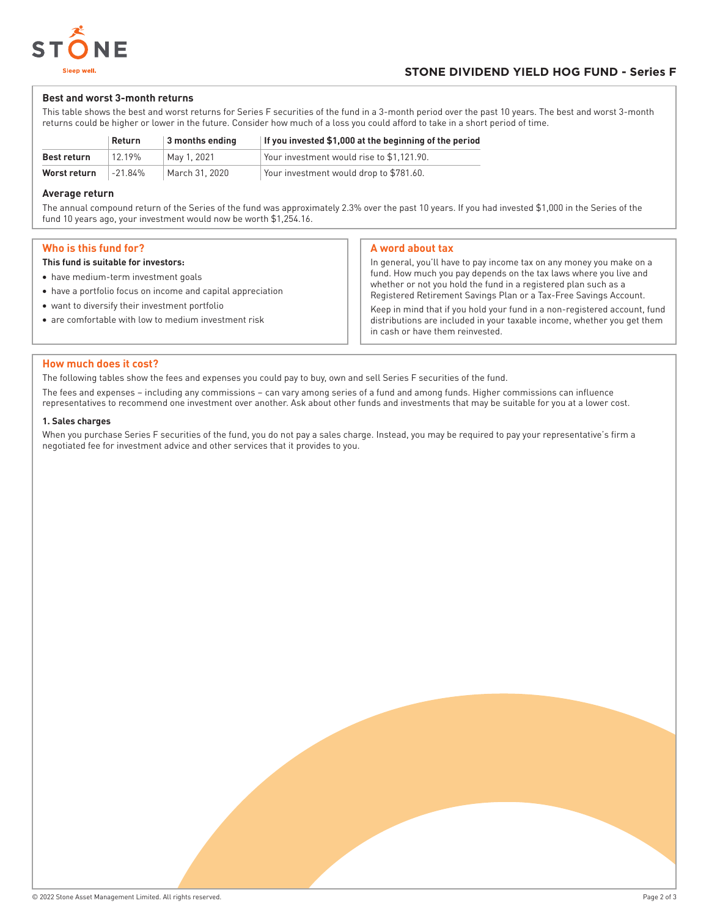### Best and worst 3-month returns

This table shows the best and worst returns for Series F securities of the fund in a 3-month period over the past 10 years. The best and worst 3-month returns could be higher or lower in the future. Consider how much of a loss you could afford to take in a short period of time.

| | Return | 3 months ending | If you invested $1,000 at the beginning of the period |
|---|---|---|---|
| **Best return** | 12.19% | May 1, 2021 | Your investment would rise to $1,121.90. |
| **Worst return** | -21.84% | March 31, 2020 | Your investment would drop to $781.60. |

### Average return

The annual compound return of the Series of the fund was approximately 2.3% over the past 10 years. If you had invested $1,000 in the Series of the fund 10 years ago, your investment would now be worth $1,254.16.

## Who is this fund for?

**This fund is suitable for investors:**

- have medium-term investment goals
- have a portfolio focus on income and capital appreciation
- want to diversify their investment portfolio
- are comfortable with low to medium investment risk

## A word about tax

In general, you'll have to pay income tax on any money you make on a fund. How much you pay depends on the tax laws where you live and whether or not you hold the fund in a registered plan such as a Registered Retirement Savings Plan or a Tax-Free Savings Account.

Keep in mind that if you hold your fund in a non-registered account, fund distributions are included in your taxable income, whether you get them in cash or have them reinvested.

## How much does it cost?

The following tables show the fees and expenses you could pay to buy, own and sell Series F securities of the fund.

The fees and expenses – including any commissions – can vary among series of a fund and among funds. Higher commissions can influence representatives to recommend one investment over another. Ask about other funds and investments that may be suitable for you at a lower cost.

#### 1. Sales charges

When you purchase Series F securities of the fund, you do not pay a sales charge. Instead, you may be required to pay your representative's firm a negotiated fee for investment advice and other services that it provides to you.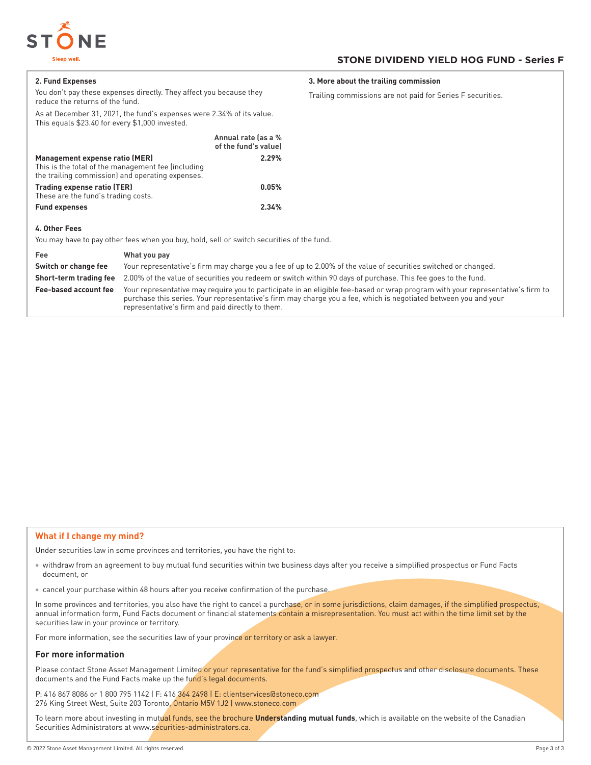# STONE DIVIDEND YIELD HOG FUND - Series F

## 2. Fund Expenses

You don't pay these expenses directly. They affect you because they reduce the returns of the fund.

As at December 31, 2021, the fund's expenses were 2.34% of its value. This equals $23.40 for every $1,000 invested.

| | Annual rate (as a % of the fund's value) |
|---|---|
| **Management expense ratio (MER)**<br>This is the total of the management fee (including the trailing commission) and operating expenses. | **2.29%** |
| **Trading expense ratio (TER)**<br>These are the fund's trading costs. | **0.05%** |
| **Fund expenses** | **2.34%** |

## 3. More about the trailing commission

Trailing commissions are not paid for Series F securities.

## 4. Other Fees

You may have to pay other fees when you buy, hold, sell or switch securities of the fund.

| Fee | What you pay |
|---|---|
| **Switch or change fee** | Your representative's firm may charge you a fee of up to 2.00% of the value of securities switched or changed. |
| **Short-term trading fee** | 2.00% of the value of securities you redeem or switch within 90 days of purchase. This fee goes to the fund. |
| **Fee-based account fee** | Your representative may require you to participate in an eligible fee-based or wrap program with your representative's firm to purchase this series. Your representative's firm may charge you a fee, which is negotiated between you and your representative's firm and paid directly to them. |

## What if I change my mind?

Under securities law in some provinces and territories, you have the right to:

- withdraw from an agreement to buy mutual fund securities within two business days after you receive a simplified prospectus or Fund Facts document, or
- cancel your purchase within 48 hours after you receive confirmation of the purchase.

In some provinces and territories, you also have the right to cancel a purchase, or in some jurisdictions, claim damages, if the simplified prospectus, annual information form, Fund Facts document or financial statements contain a misrepresentation. You must act within the time limit set by the securities law in your province or territory.

For more information, see the securities law of your province or territory or ask a lawyer.

## For more information

Please contact Stone Asset Management Limited or your representative for the fund's simplified prospectus and other disclosure documents. These documents and the Fund Facts make up the fund's legal documents.

P: 416 867 8086 or 1 800 795 1142 | F: 416 364 2498 | E: clientservices@stoneco.com
276 King Street West, Suite 203 Toronto, Ontario M5V 1J2 | www.stoneco.com

To learn more about investing in mutual funds, see the brochure **Understanding mutual funds**, which is available on the website of the Canadian Securities Administrators at www.securities-administrators.ca.

© 2022 Stone Asset Management Limited. All rights reserved.